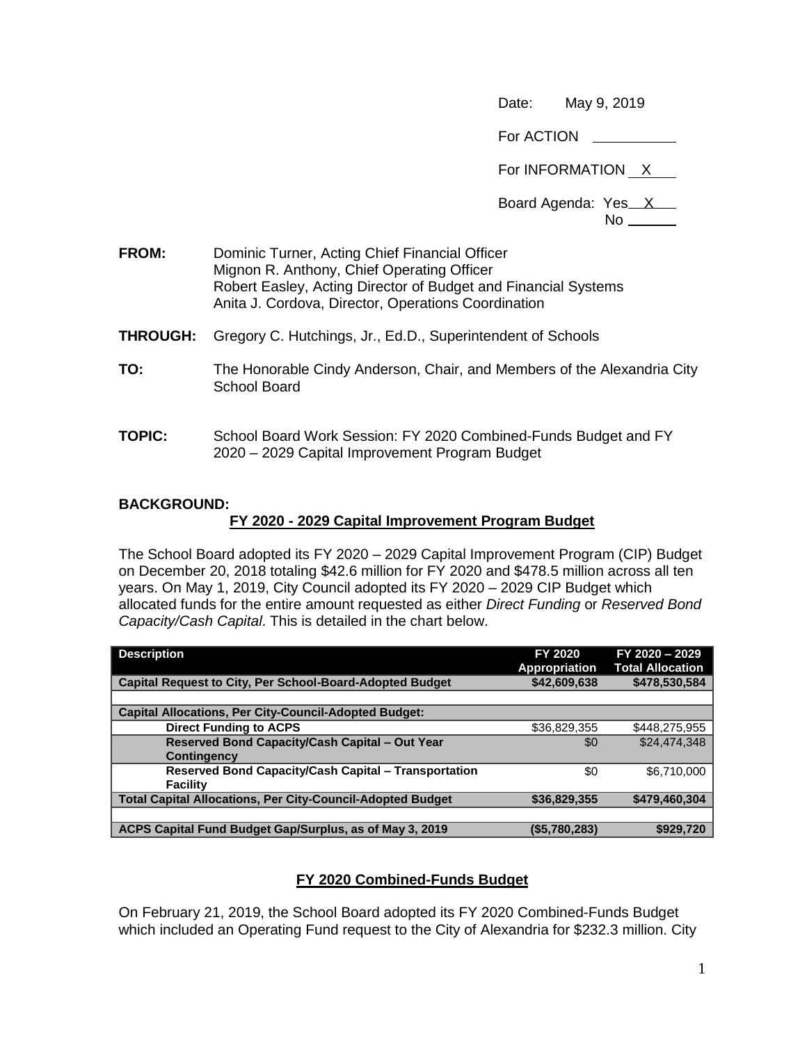Date: May 9, 2019

For ACTION ______

For INFORMATION X

Board Agenda: Yes X
No ______

**FROM:** Dominic Turner, Acting Chief Financial Officer
Mignon R. Anthony, Chief Operating Officer
Robert Easley, Acting Director of Budget and Financial Systems
Anita J. Cordova, Director, Operations Coordination

**THROUGH:** Gregory C. Hutchings, Jr., Ed.D., Superintendent of Schools

**TO:** The Honorable Cindy Anderson, Chair, and Members of the Alexandria City School Board

**TOPIC:** School Board Work Session: FY 2020 Combined-Funds Budget and FY 2020 – 2029 Capital Improvement Program Budget

**BACKGROUND:**

## FY 2020 - 2029 Capital Improvement Program Budget

The School Board adopted its FY 2020 – 2029 Capital Improvement Program (CIP) Budget on December 20, 2018 totaling $42.6 million for FY 2020 and $478.5 million across all ten years. On May 1, 2019, City Council adopted its FY 2020 – 2029 CIP Budget which allocated funds for the entire amount requested as either *Direct Funding* or *Reserved Bond Capacity/Cash Capital*. This is detailed in the chart below.

| Description | FY 2020 Appropriation | FY 2020 – 2029 Total Allocation |
|---|---|---|
| **Capital Request to City, Per School-Board-Adopted Budget** | **$42,609,638** | **$478,530,584** |
| | | |
| **Capital Allocations, Per City-Council-Adopted Budget:** | | |
| **Direct Funding to ACPS** | $36,829,355 | $448,275,955 |
| **Reserved Bond Capacity/Cash Capital – Out Year Contingency** | $0 | $24,474,348 |
| **Reserved Bond Capacity/Cash Capital – Transportation Facility** | $0 | $6,710,000 |
| **Total Capital Allocations, Per City-Council-Adopted Budget** | **$36,829,355** | **$479,460,304** |
| | | |
| **ACPS Capital Fund Budget Gap/Surplus, as of May 3, 2019** | **($5,780,283)** | **$929,720** |

## FY 2020 Combined-Funds Budget

On February 21, 2019, the School Board adopted its FY 2020 Combined-Funds Budget which included an Operating Fund request to the City of Alexandria for $232.3 million. City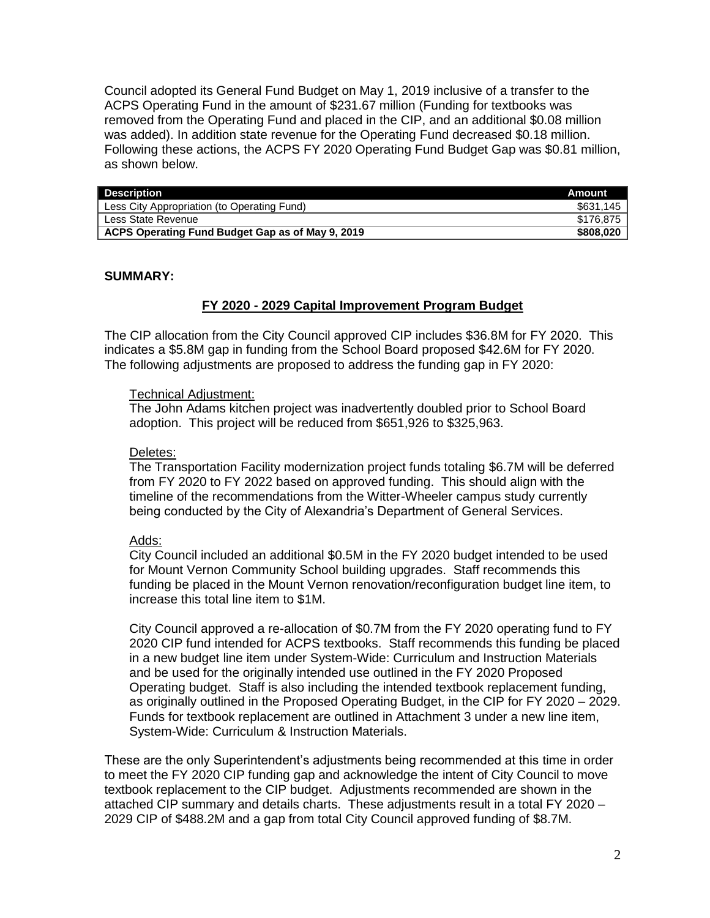Council adopted its General Fund Budget on May 1, 2019 inclusive of a transfer to the ACPS Operating Fund in the amount of $231.67 million (Funding for textbooks was removed from the Operating Fund and placed in the CIP, and an additional $0.08 million was added). In addition state revenue for the Operating Fund decreased $0.18 million. Following these actions, the ACPS FY 2020 Operating Fund Budget Gap was $0.81 million, as shown below.

| Description | Amount |
|---|---|
| Less City Appropriation (to Operating Fund) | $631,145 |
| Less State Revenue | $176,875 |
| **ACPS Operating Fund Budget Gap as of May 9, 2019** | **$808,020** |

**SUMMARY:**

## FY 2020 - 2029 Capital Improvement Program Budget

The CIP allocation from the City Council approved CIP includes $36.8M for FY 2020. This indicates a $5.8M gap in funding from the School Board proposed $42.6M for FY 2020. The following adjustments are proposed to address the funding gap in FY 2020:

Technical Adjustment:
The John Adams kitchen project was inadvertently doubled prior to School Board adoption. This project will be reduced from $651,926 to $325,963.

Deletes:
The Transportation Facility modernization project funds totaling $6.7M will be deferred from FY 2020 to FY 2022 based on approved funding. This should align with the timeline of the recommendations from the Witter-Wheeler campus study currently being conducted by the City of Alexandria's Department of General Services.

Adds:
City Council included an additional $0.5M in the FY 2020 budget intended to be used for Mount Vernon Community School building upgrades. Staff recommends this funding be placed in the Mount Vernon renovation/reconfiguration budget line item, to increase this total line item to $1M.

City Council approved a re-allocation of $0.7M from the FY 2020 operating fund to FY 2020 CIP fund intended for ACPS textbooks. Staff recommends this funding be placed in a new budget line item under System-Wide: Curriculum and Instruction Materials and be used for the originally intended use outlined in the FY 2020 Proposed Operating budget. Staff is also including the intended textbook replacement funding, as originally outlined in the Proposed Operating Budget, in the CIP for FY 2020 – 2029. Funds for textbook replacement are outlined in Attachment 3 under a new line item, System-Wide: Curriculum & Instruction Materials.

These are the only Superintendent's adjustments being recommended at this time in order to meet the FY 2020 CIP funding gap and acknowledge the intent of City Council to move textbook replacement to the CIP budget. Adjustments recommended are shown in the attached CIP summary and details charts. These adjustments result in a total FY 2020 – 2029 CIP of $488.2M and a gap from total City Council approved funding of $8.7M.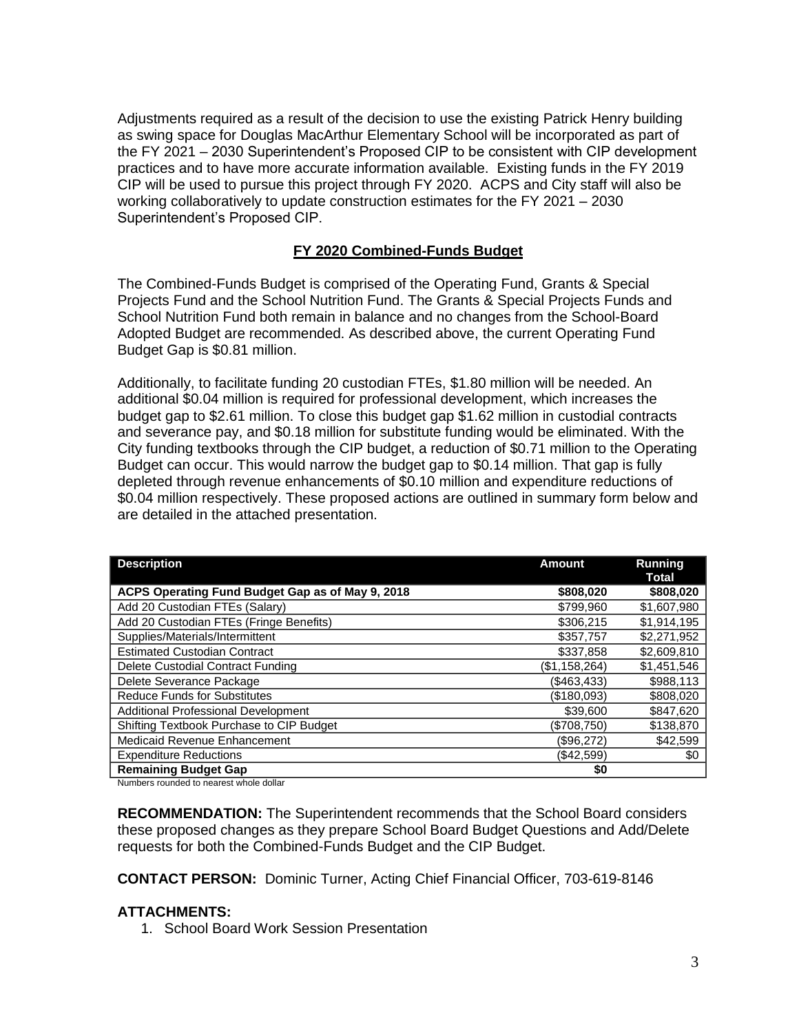Adjustments required as a result of the decision to use the existing Patrick Henry building as swing space for Douglas MacArthur Elementary School will be incorporated as part of the FY 2021 – 2030 Superintendent's Proposed CIP to be consistent with CIP development practices and to have more accurate information available. Existing funds in the FY 2019 CIP will be used to pursue this project through FY 2020. ACPS and City staff will also be working collaboratively to update construction estimates for the FY 2021 – 2030 Superintendent's Proposed CIP.

## FY 2020 Combined-Funds Budget

The Combined-Funds Budget is comprised of the Operating Fund, Grants & Special Projects Fund and the School Nutrition Fund. The Grants & Special Projects Funds and School Nutrition Fund both remain in balance and no changes from the School-Board Adopted Budget are recommended. As described above, the current Operating Fund Budget Gap is $0.81 million.

Additionally, to facilitate funding 20 custodian FTEs, $1.80 million will be needed. An additional $0.04 million is required for professional development, which increases the budget gap to $2.61 million. To close this budget gap $1.62 million in custodial contracts and severance pay, and $0.18 million for substitute funding would be eliminated. With the City funding textbooks through the CIP budget, a reduction of $0.71 million to the Operating Budget can occur. This would narrow the budget gap to $0.14 million. That gap is fully depleted through revenue enhancements of $0.10 million and expenditure reductions of $0.04 million respectively. These proposed actions are outlined in summary form below and are detailed in the attached presentation.

| Description | Amount | Running Total |
|---|---|---|
| **ACPS Operating Fund Budget Gap as of May 9, 2018** | **$808,020** | **$808,020** |
| Add 20 Custodian FTEs (Salary) | $799,960 | $1,607,980 |
| Add 20 Custodian FTEs (Fringe Benefits) | $306,215 | $1,914,195 |
| Supplies/Materials/Intermittent | $357,757 | $2,271,952 |
| Estimated Custodian Contract | $337,858 | $2,609,810 |
| Delete Custodial Contract Funding | ($1,158,264) | $1,451,546 |
| Delete Severance Package | ($463,433) | $988,113 |
| Reduce Funds for Substitutes | ($180,093) | $808,020 |
| Additional Professional Development | $39,600 | $847,620 |
| Shifting Textbook Purchase to CIP Budget | ($708,750) | $138,870 |
| Medicaid Revenue Enhancement | ($96,272) | $42,599 |
| Expenditure Reductions | ($42,599) | $0 |
| **Remaining Budget Gap** | **$0** | |

Numbers rounded to nearest whole dollar

**RECOMMENDATION:** The Superintendent recommends that the School Board considers these proposed changes as they prepare School Board Budget Questions and Add/Delete requests for both the Combined-Funds Budget and the CIP Budget.

**CONTACT PERSON:** Dominic Turner, Acting Chief Financial Officer, 703-619-8146

**ATTACHMENTS:**

1. School Board Work Session Presentation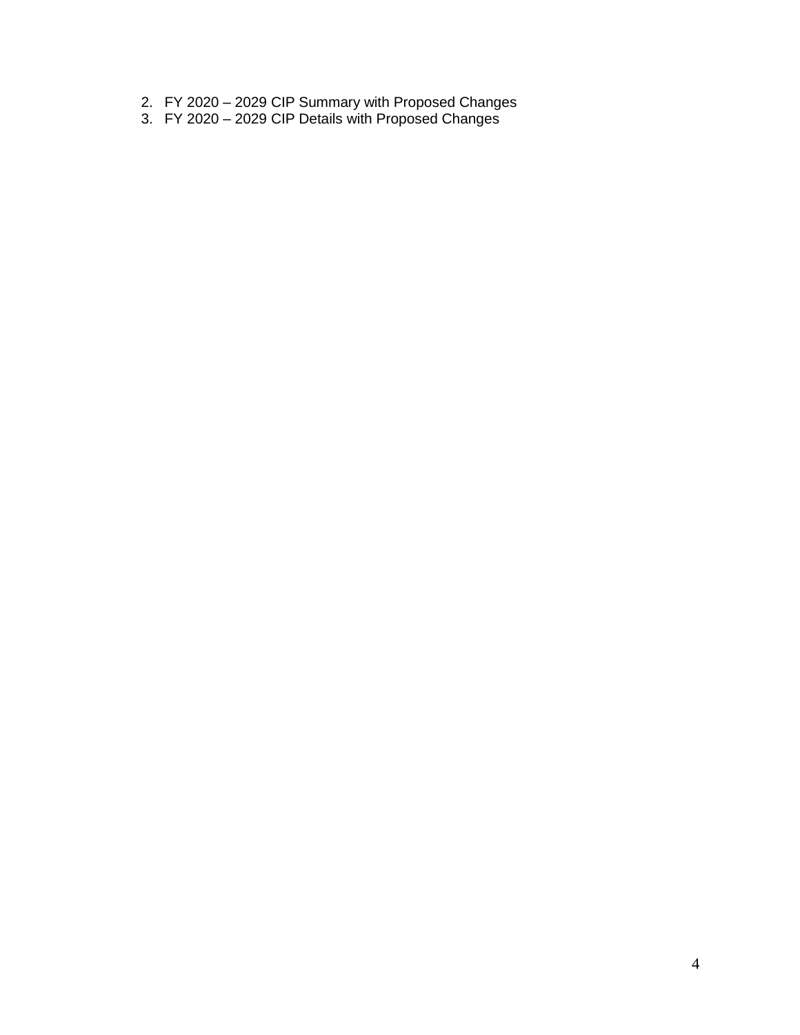2. FY 2020 – 2029 CIP Summary with Proposed Changes
3. FY 2020 – 2029 CIP Details with Proposed Changes